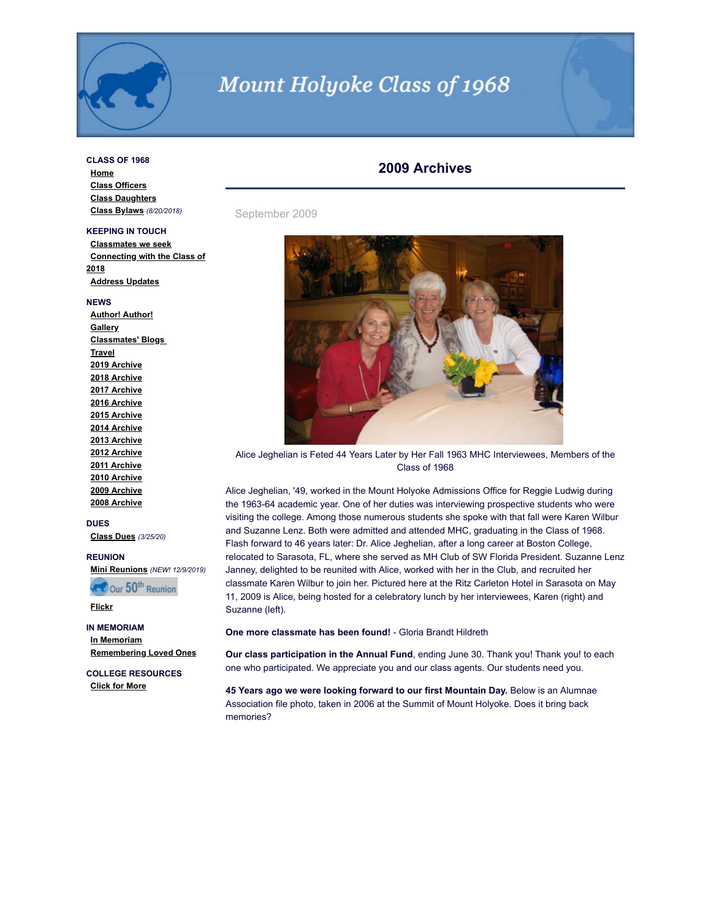# Mount Holyoke Class of 1968

**CLASS OF 1968**
- Home
- Class Officers
- Class Daughters
- Class Bylaws *(8/20/2018)*

**KEEPING IN TOUCH**
- Classmates we seek
- Connecting with the Class of 2018
- Address Updates

**NEWS**
- Author! Author!
- Gallery
- Classmates' Blogs
- Travel
- 2019 Archive
- 2018 Archive
- 2017 Archive
- 2016 Archive
- 2015 Archive
- 2014 Archive
- 2013 Archive
- 2012 Archive
- 2011 Archive
- 2010 Archive
- 2009 Archive
- 2008 Archive

**DUES**
- Class Dues *(3/25/20)*

**REUNION**
- Mini Reunions *(NEW! 12/9/2019)*
- Our 50th Reunion
- Flickr

**IN MEMORIAM**
- In Memoriam
- Remembering Loved Ones

**COLLEGE RESOURCES**
- Click for More

## 2009 Archives

September 2009

Alice Jeghelian is Feted 44 Years Later by Her Fall 1963 MHC Interviewees, Members of the Class of 1968

Alice Jeghelian, '49, worked in the Mount Holyoke Admissions Office for Reggie Ludwig during the 1963-64 academic year. One of her duties was interviewing prospective students who were visiting the college. Among those numerous students she spoke with that fall were Karen Wilbur and Suzanne Lenz. Both were admitted and attended MHC, graduating in the Class of 1968. Flash forward to 46 years later: Dr. Alice Jeghelian, after a long career at Boston College, relocated to Sarasota, FL, where she served as MH Club of SW Florida President. Suzanne Lenz Janney, delighted to be reunited with Alice, worked with her in the Club, and recruited her classmate Karen Wilbur to join her. Pictured here at the Ritz Carleton Hotel in Sarasota on May 11, 2009 is Alice, being hosted for a celebratory lunch by her interviewees, Karen (right) and Suzanne (left).

**One more classmate has been found!** - Gloria Brandt Hildreth

**Our class participation in the Annual Fund**, ending June 30. Thank you! Thank you! to each one who participated. We appreciate you and our class agents. Our students need you.

**45 Years ago we were looking forward to our first Mountain Day.** Below is an Alumnae Association file photo, taken in 2006 at the Summit of Mount Holyoke. Does it bring back memories?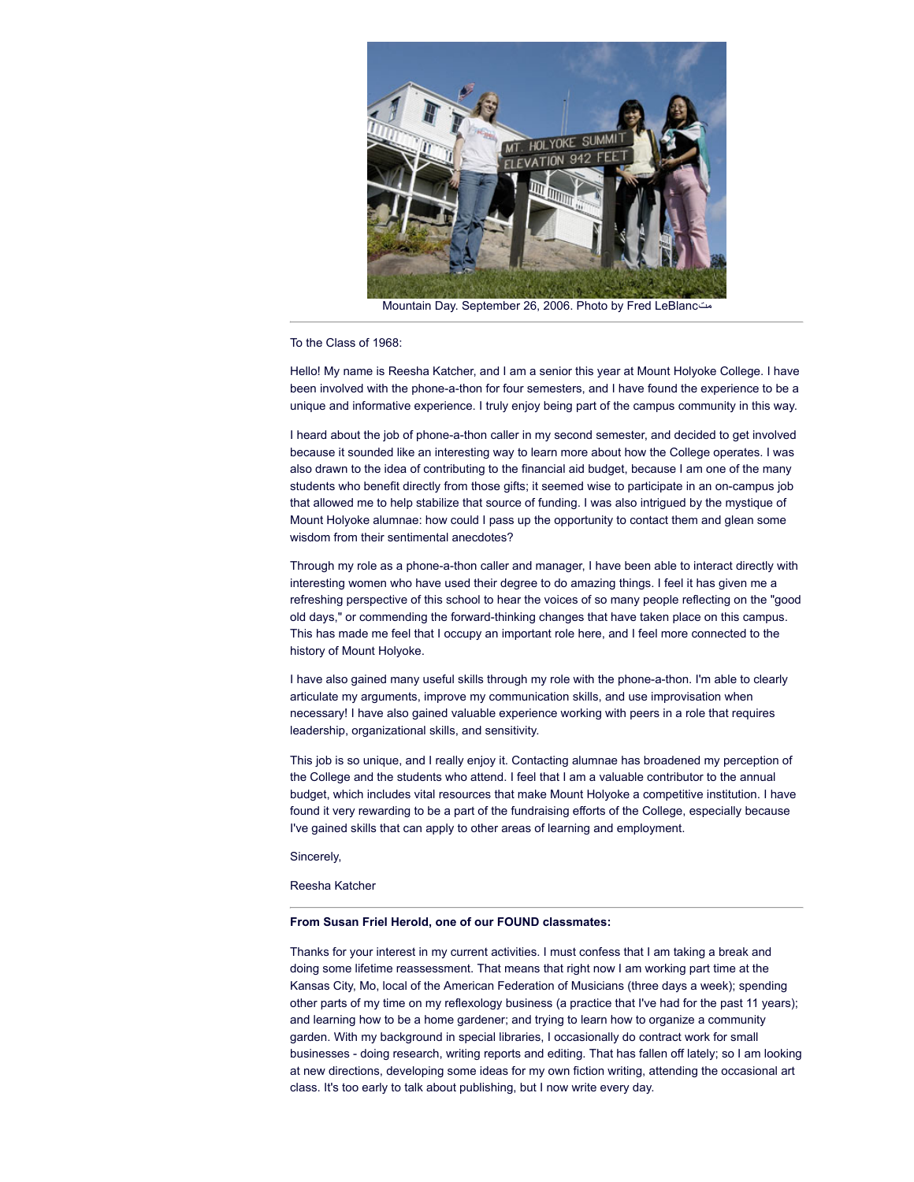Mountain Day. September 26, 2006. Photo by Fred LeBlancمث

---

To the Class of 1968:

Hello! My name is Reesha Katcher, and I am a senior this year at Mount Holyoke College. I have been involved with the phone-a-thon for four semesters, and I have found the experience to be a unique and informative experience. I truly enjoy being part of the campus community in this way.

I heard about the job of phone-a-thon caller in my second semester, and decided to get involved because it sounded like an interesting way to learn more about how the College operates. I was also drawn to the idea of contributing to the financial aid budget, because I am one of the many students who benefit directly from those gifts; it seemed wise to participate in an on-campus job that allowed me to help stabilize that source of funding. I was also intrigued by the mystique of Mount Holyoke alumnae: how could I pass up the opportunity to contact them and glean some wisdom from their sentimental anecdotes?

Through my role as a phone-a-thon caller and manager, I have been able to interact directly with interesting women who have used their degree to do amazing things. I feel it has given me a refreshing perspective of this school to hear the voices of so many people reflecting on the "good old days," or commending the forward-thinking changes that have taken place on this campus. This has made me feel that I occupy an important role here, and I feel more connected to the history of Mount Holyoke.

I have also gained many useful skills through my role with the phone-a-thon. I'm able to clearly articulate my arguments, improve my communication skills, and use improvisation when necessary! I have also gained valuable experience working with peers in a role that requires leadership, organizational skills, and sensitivity.

This job is so unique, and I really enjoy it. Contacting alumnae has broadened my perception of the College and the students who attend. I feel that I am a valuable contributor to the annual budget, which includes vital resources that make Mount Holyoke a competitive institution. I have found it very rewarding to be a part of the fundraising efforts of the College, especially because I've gained skills that can apply to other areas of learning and employment.

Sincerely,

Reesha Katcher

---

**From Susan Friel Herold, one of our FOUND classmates:**

Thanks for your interest in my current activities. I must confess that I am taking a break and doing some lifetime reassessment. That means that right now I am working part time at the Kansas City, Mo, local of the American Federation of Musicians (three days a week); spending other parts of my time on my reflexology business (a practice that I've had for the past 11 years); and learning how to be a home gardener; and trying to learn how to organize a community garden. With my background in special libraries, I occasionally do contract work for small businesses - doing research, writing reports and editing. That has fallen off lately; so I am looking at new directions, developing some ideas for my own fiction writing, attending the occasional art class. It's too early to talk about publishing, but I now write every day.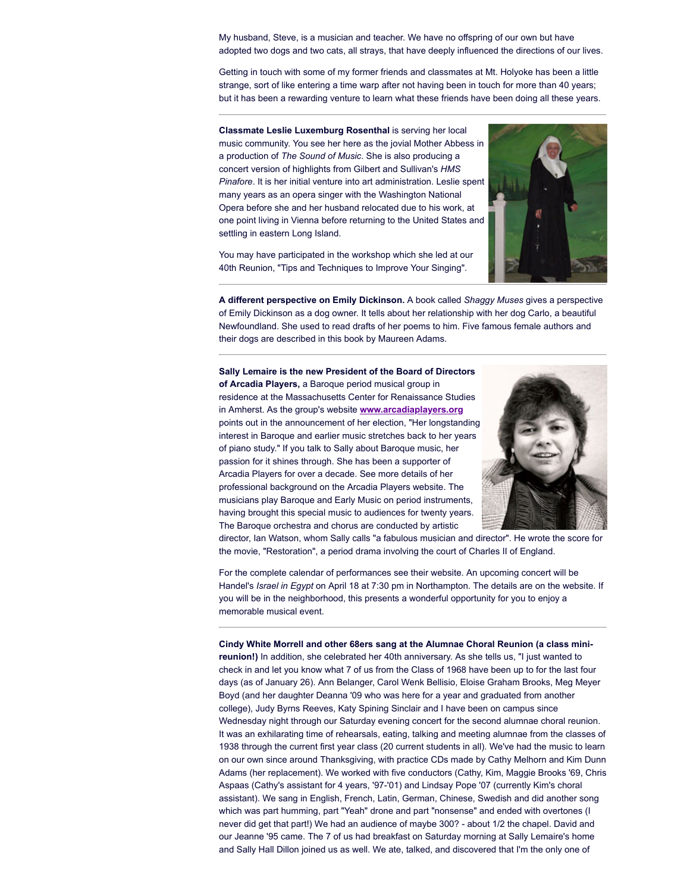My husband, Steve, is a musician and teacher. We have no offspring of our own but have adopted two dogs and two cats, all strays, that have deeply influenced the directions of our lives.

Getting in touch with some of my former friends and classmates at Mt. Holyoke has been a little strange, sort of like entering a time warp after not having been in touch for more than 40 years; but it has been a rewarding venture to learn what these friends have been doing all these years.

---

**Classmate Leslie Luxemburg Rosenthal** is serving her local music community. You see her here as the jovial Mother Abbess in a production of *The Sound of Music*. She is also producing a concert version of highlights from Gilbert and Sullivan's *HMS Pinafore*. It is her initial venture into art administration. Leslie spent many years as an opera singer with the Washington National Opera before she and her husband relocated due to his work, at one point living in Vienna before returning to the United States and settling in eastern Long Island.

You may have participated in the workshop which she led at our 40th Reunion, "Tips and Techniques to Improve Your Singing".

---

**A different perspective on Emily Dickinson.** A book called *Shaggy Muses* gives a perspective of Emily Dickinson as a dog owner. It tells about her relationship with her dog Carlo, a beautiful Newfoundland. She used to read drafts of her poems to him. Five famous female authors and their dogs are described in this book by Maureen Adams.

---

**Sally Lemaire is the new President of the Board of Directors of Arcadia Players,** a Baroque period musical group in residence at the Massachusetts Center for Renaissance Studies in Amherst. As the group's website **www.arcadiaplayers.org** points out in the announcement of her election, "Her longstanding interest in Baroque and earlier music stretches back to her years of piano study." If you talk to Sally about Baroque music, her passion for it shines through. She has been a supporter of Arcadia Players for over a decade. See more details of her professional background on the Arcadia Players website. The musicians play Baroque and Early Music on period instruments, having brought this special music to audiences for twenty years. The Baroque orchestra and chorus are conducted by artistic director, Ian Watson, whom Sally calls "a fabulous musician and director". He wrote the score for the movie, "Restoration", a period drama involving the court of Charles II of England.

For the complete calendar of performances see their website. An upcoming concert will be Handel's *Israel in Egypt* on April 18 at 7:30 pm in Northampton. The details are on the website. If you will be in the neighborhood, this presents a wonderful opportunity for you to enjoy a memorable musical event.

---

**Cindy White Morrell and other 68ers sang at the Alumnae Choral Reunion (a class mini-reunion!)** In addition, she celebrated her 40th anniversary. As she tells us, "I just wanted to check in and let you know what 7 of us from the Class of 1968 have been up to for the last four days (as of January 26). Ann Belanger, Carol Wenk Bellisio, Eloise Graham Brooks, Meg Meyer Boyd (and her daughter Deanna '09 who was here for a year and graduated from another college), Judy Byrns Reeves, Katy Spining Sinclair and I have been on campus since Wednesday night through our Saturday evening concert for the second alumnae choral reunion. It was an exhilarating time of rehearsals, eating, talking and meeting alumnae from the classes of 1938 through the current first year class (20 current students in all). We've had the music to learn on our own since around Thanksgiving, with practice CDs made by Cathy Melhorn and Kim Dunn Adams (her replacement). We worked with five conductors (Cathy, Kim, Maggie Brooks '69, Chris Aspaas (Cathy's assistant for 4 years, '97-'01) and Lindsay Pope '07 (currently Kim's choral assistant). We sang in English, French, Latin, German, Chinese, Swedish and did another song which was part humming, part "Yeah" drone and part "nonsense" and ended with overtones (I never did get that part!) We had an audience of maybe 300? - about 1/2 the chapel. David and our Jeanne '95 came. The 7 of us had breakfast on Saturday morning at Sally Lemaire's home and Sally Hall Dillon joined us as well. We ate, talked, and discovered that I'm the only one of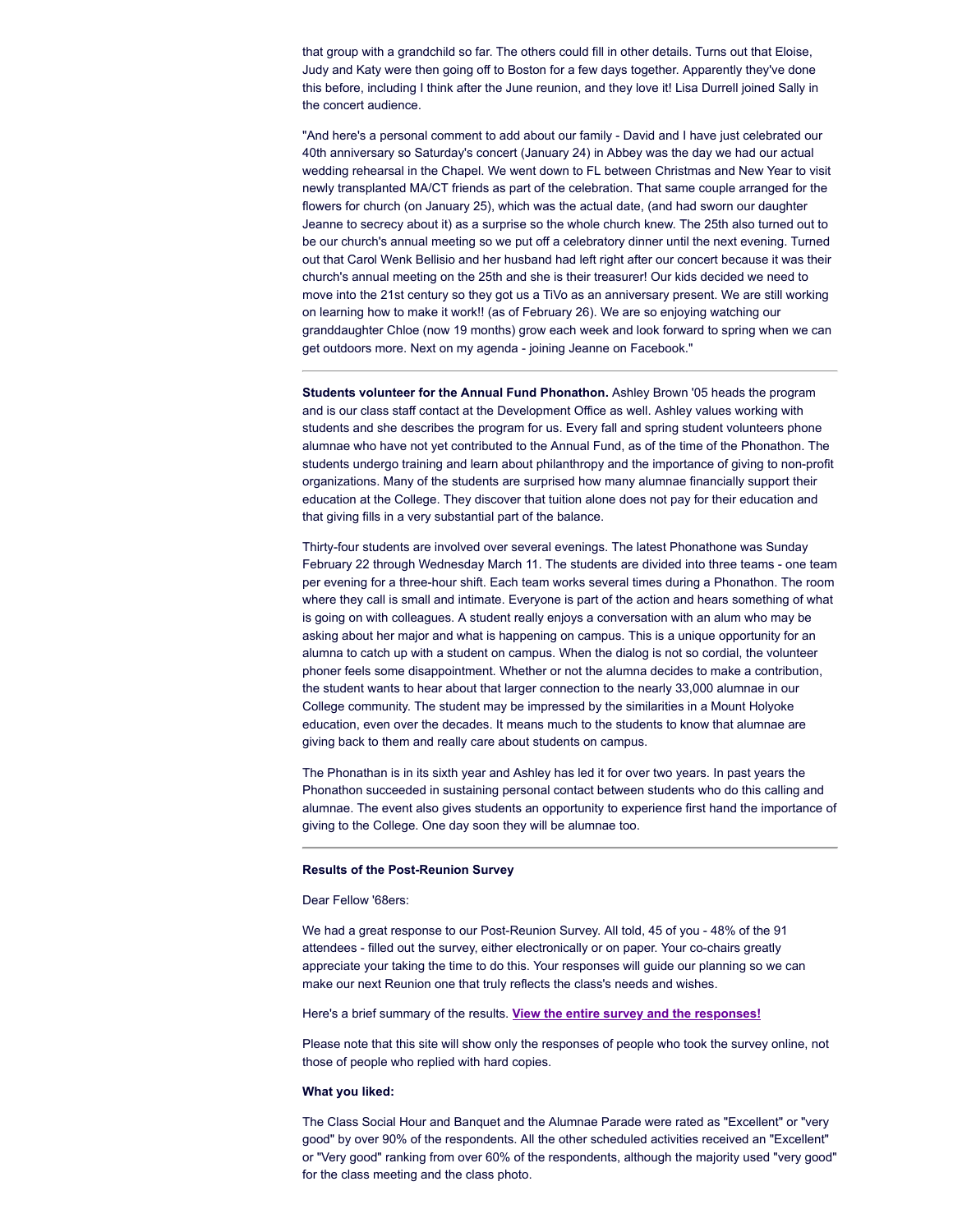that group with a grandchild so far. The others could fill in other details. Turns out that Eloise, Judy and Katy were then going off to Boston for a few days together. Apparently they've done this before, including I think after the June reunion, and they love it! Lisa Durrell joined Sally in the concert audience.

"And here's a personal comment to add about our family - David and I have just celebrated our 40th anniversary so Saturday's concert (January 24) in Abbey was the day we had our actual wedding rehearsal in the Chapel. We went down to FL between Christmas and New Year to visit newly transplanted MA/CT friends as part of the celebration. That same couple arranged for the flowers for church (on January 25), which was the actual date, (and had sworn our daughter Jeanne to secrecy about it) as a surprise so the whole church knew. The 25th also turned out to be our church's annual meeting so we put off a celebratory dinner until the next evening. Turned out that Carol Wenk Bellisio and her husband had left right after our concert because it was their church's annual meeting on the 25th and she is their treasurer! Our kids decided we need to move into the 21st century so they got us a TiVo as an anniversary present. We are still working on learning how to make it work!! (as of February 26). We are so enjoying watching our granddaughter Chloe (now 19 months) grow each week and look forward to spring when we can get outdoors more. Next on my agenda - joining Jeanne on Facebook."

---

**Students volunteer for the Annual Fund Phonathon.** Ashley Brown '05 heads the program and is our class staff contact at the Development Office as well. Ashley values working with students and she describes the program for us. Every fall and spring student volunteers phone alumnae who have not yet contributed to the Annual Fund, as of the time of the Phonathon. The students undergo training and learn about philanthropy and the importance of giving to non-profit organizations. Many of the students are surprised how many alumnae financially support their education at the College. They discover that tuition alone does not pay for their education and that giving fills in a very substantial part of the balance.

Thirty-four students are involved over several evenings. The latest Phonathone was Sunday February 22 through Wednesday March 11. The students are divided into three teams - one team per evening for a three-hour shift. Each team works several times during a Phonathon. The room where they call is small and intimate. Everyone is part of the action and hears something of what is going on with colleagues. A student really enjoys a conversation with an alum who may be asking about her major and what is happening on campus. This is a unique opportunity for an alumna to catch up with a student on campus. When the dialog is not so cordial, the volunteer phoner feels some disappointment. Whether or not the alumna decides to make a contribution, the student wants to hear about that larger connection to the nearly 33,000 alumnae in our College community. The student may be impressed by the similarities in a Mount Holyoke education, even over the decades. It means much to the students to know that alumnae are giving back to them and really care about students on campus.

The Phonathan is in its sixth year and Ashley has led it for over two years. In past years the Phonathon succeeded in sustaining personal contact between students who do this calling and alumnae. The event also gives students an opportunity to experience first hand the importance of giving to the College. One day soon they will be alumnae too.

---

**Results of the Post-Reunion Survey**

Dear Fellow '68ers:

We had a great response to our Post-Reunion Survey. All told, 45 of you - 48% of the 91 attendees - filled out the survey, either electronically or on paper. Your co-chairs greatly appreciate your taking the time to do this. Your responses will guide our planning so we can make our next Reunion one that truly reflects the class's needs and wishes.

Here's a brief summary of the results. **View the entire survey and the responses!**

Please note that this site will show only the responses of people who took the survey online, not those of people who replied with hard copies.

**What you liked:**

The Class Social Hour and Banquet and the Alumnae Parade were rated as "Excellent" or "very good" by over 90% of the respondents. All the other scheduled activities received an "Excellent" or "Very good" ranking from over 60% of the respondents, although the majority used "very good" for the class meeting and the class photo.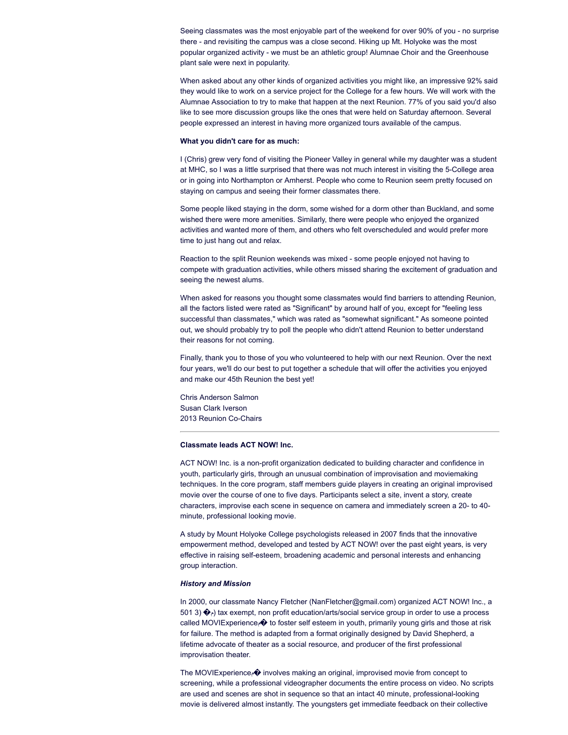Seeing classmates was the most enjoyable part of the weekend for over 90% of you - no surprise there - and revisiting the campus was a close second. Hiking up Mt. Holyoke was the most popular organized activity - we must be an athletic group! Alumnae Choir and the Greenhouse plant sale were next in popularity.

When asked about any other kinds of organized activities you might like, an impressive 92% said they would like to work on a service project for the College for a few hours. We will work with the Alumnae Association to try to make that happen at the next Reunion. 77% of you said you'd also like to see more discussion groups like the ones that were held on Saturday afternoon. Several people expressed an interest in having more organized tours available of the campus.

**What you didn't care for as much:**

I (Chris) grew very fond of visiting the Pioneer Valley in general while my daughter was a student at MHC, so I was a little surprised that there was not much interest in visiting the 5-College area or in going into Northampton or Amherst. People who come to Reunion seem pretty focused on staying on campus and seeing their former classmates there.

Some people liked staying in the dorm, some wished for a dorm other than Buckland, and some wished there were more amenities. Similarly, there were people who enjoyed the organized activities and wanted more of them, and others who felt overscheduled and would prefer more time to just hang out and relax.

Reaction to the split Reunion weekends was mixed - some people enjoyed not having to compete with graduation activities, while others missed sharing the excitement of graduation and seeing the newest alums.

When asked for reasons you thought some classmates would find barriers to attending Reunion, all the factors listed were rated as "Significant" by around half of you, except for "feeling less successful than classmates," which was rated as "somewhat significant." As someone pointed out, we should probably try to poll the people who didn't attend Reunion to better understand their reasons for not coming.

Finally, thank you to those of you who volunteered to help with our next Reunion. Over the next four years, we'll do our best to put together a schedule that will offer the activities you enjoyed and make our 45th Reunion the best yet!

Chris Anderson Salmon
Susan Clark Iverson
2013 Reunion Co-Chairs

---

**Classmate leads ACT NOW! Inc.**

ACT NOW! Inc. is a non-profit organization dedicated to building character and confidence in youth, particularly girls, through an unusual combination of improvisation and moviemaking techniques. In the core program, staff members guide players in creating an original improvised movie over the course of one to five days. Participants select a site, invent a story, create characters, improvise each scene in sequence on camera and immediately screen a 20- to 40-minute, professional looking movie.

A study by Mount Holyoke College psychologists released in 2007 finds that the innovative empowerment method, developed and tested by ACT NOW! over the past eight years, is very effective in raising self-esteem, broadening academic and personal interests and enhancing group interaction.

***History and Mission***

In 2000, our classmate Nancy Fletcher (NanFletcher@gmail.com) organized ACT NOW! Inc., a 501 3) �ｃ) tax exempt, non profit education/arts/social service group in order to use a process called MOVIExperience�ｃ� to foster self esteem in youth, primarily young girls and those at risk for failure. The method is adapted from a format originally designed by David Shepherd, a lifetime advocate of theater as a social resource, and producer of the first professional improvisation theater.

The MOVIExperience�ｃ� involves making an original, improvised movie from concept to screening, while a professional videographer documents the entire process on video. No scripts are used and scenes are shot in sequence so that an intact 40 minute, professional-looking movie is delivered almost instantly. The youngsters get immediate feedback on their collective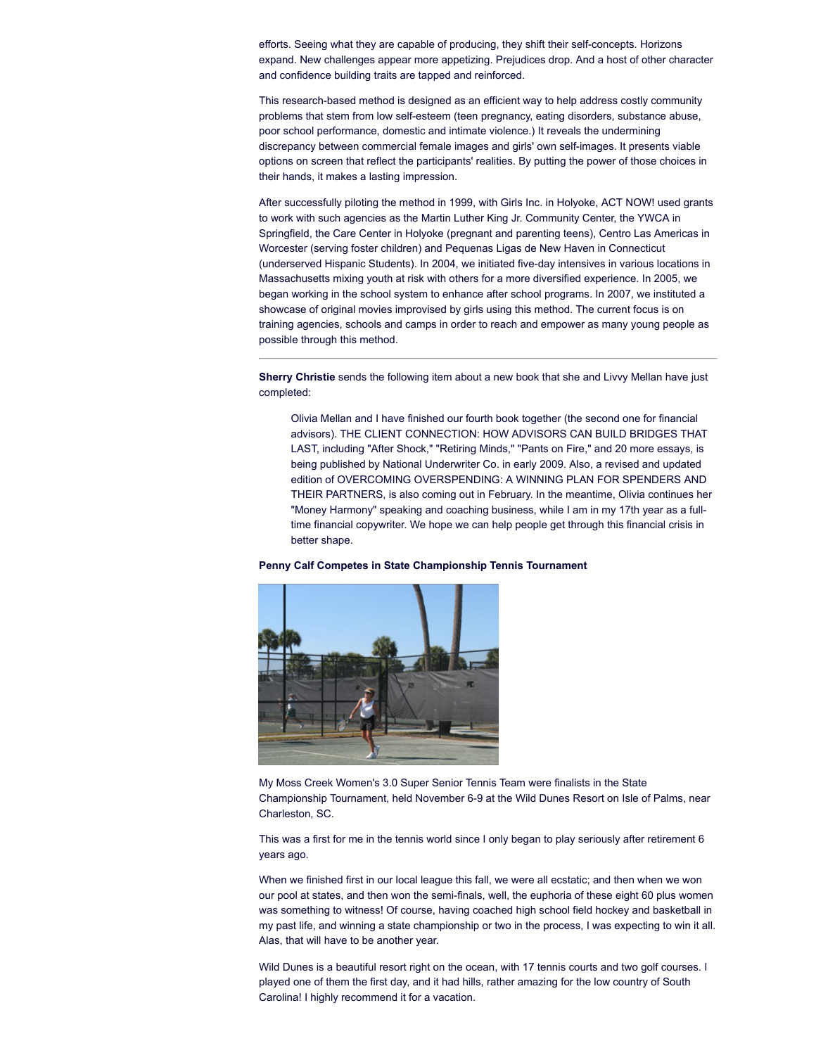efforts. Seeing what they are capable of producing, they shift their self-concepts. Horizons expand. New challenges appear more appetizing. Prejudices drop. And a host of other character and confidence building traits are tapped and reinforced.

This research-based method is designed as an efficient way to help address costly community problems that stem from low self-esteem (teen pregnancy, eating disorders, substance abuse, poor school performance, domestic and intimate violence.) It reveals the undermining discrepancy between commercial female images and girls' own self-images. It presents viable options on screen that reflect the participants' realities. By putting the power of those choices in their hands, it makes a lasting impression.

After successfully piloting the method in 1999, with Girls Inc. in Holyoke, ACT NOW! used grants to work with such agencies as the Martin Luther King Jr. Community Center, the YWCA in Springfield, the Care Center in Holyoke (pregnant and parenting teens), Centro Las Americas in Worcester (serving foster children) and Pequenas Ligas de New Haven in Connecticut (underserved Hispanic Students). In 2004, we initiated five-day intensives in various locations in Massachusetts mixing youth at risk with others for a more diversified experience. In 2005, we began working in the school system to enhance after school programs. In 2007, we instituted a showcase of original movies improvised by girls using this method. The current focus is on training agencies, schools and camps in order to reach and empower as many young people as possible through this method.

---

**Sherry Christie** sends the following item about a new book that she and Livvy Mellan have just completed:

> Olivia Mellan and I have finished our fourth book together (the second one for financial advisors). THE CLIENT CONNECTION: HOW ADVISORS CAN BUILD BRIDGES THAT LAST, including "After Shock," "Retiring Minds," "Pants on Fire," and 20 more essays, is being published by National Underwriter Co. in early 2009. Also, a revised and updated edition of OVERCOMING OVERSPENDING: A WINNING PLAN FOR SPENDERS AND THEIR PARTNERS, is also coming out in February. In the meantime, Olivia continues her "Money Harmony" speaking and coaching business, while I am in my 17th year as a full-time financial copywriter. We hope we can help people get through this financial crisis in better shape.

**Penny Calf Competes in State Championship Tennis Tournament**

My Moss Creek Women's 3.0 Super Senior Tennis Team were finalists in the State Championship Tournament, held November 6-9 at the Wild Dunes Resort on Isle of Palms, near Charleston, SC.

This was a first for me in the tennis world since I only began to play seriously after retirement 6 years ago.

When we finished first in our local league this fall, we were all ecstatic; and then when we won our pool at states, and then won the semi-finals, well, the euphoria of these eight 60 plus women was something to witness! Of course, having coached high school field hockey and basketball in my past life, and winning a state championship or two in the process, I was expecting to win it all. Alas, that will have to be another year.

Wild Dunes is a beautiful resort right on the ocean, with 17 tennis courts and two golf courses. I played one of them the first day, and it had hills, rather amazing for the low country of South Carolina! I highly recommend it for a vacation.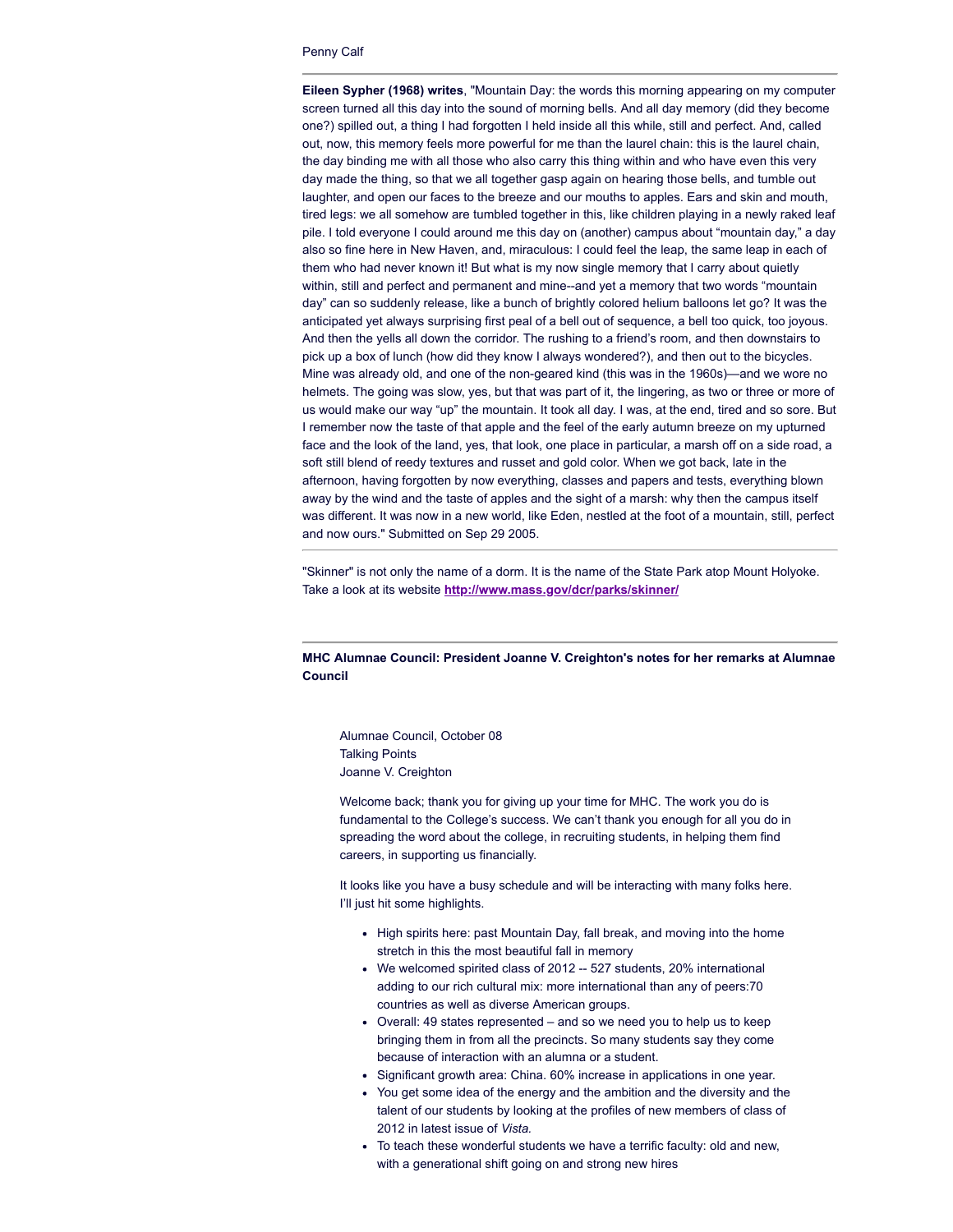Penny Calf

---

**Eileen Sypher (1968) writes**, "Mountain Day: the words this morning appearing on my computer screen turned all this day into the sound of morning bells. And all day memory (did they become one?) spilled out, a thing I had forgotten I held inside all this while, still and perfect. And, called out, now, this memory feels more powerful for me than the laurel chain: this is the laurel chain, the day binding me with all those who also carry this thing within and who have even this very day made the thing, so that we all together gasp again on hearing those bells, and tumble out laughter, and open our faces to the breeze and our mouths to apples. Ears and skin and mouth, tired legs: we all somehow are tumbled together in this, like children playing in a newly raked leaf pile. I told everyone I could around me this day on (another) campus about "mountain day," a day also so fine here in New Haven, and, miraculous: I could feel the leap, the same leap in each of them who had never known it! But what is my now single memory that I carry about quietly within, still and perfect and permanent and mine--and yet a memory that two words "mountain day" can so suddenly release, like a bunch of brightly colored helium balloons let go? It was the anticipated yet always surprising first peal of a bell out of sequence, a bell too quick, too joyous. And then the yells all down the corridor. The rushing to a friend's room, and then downstairs to pick up a box of lunch (how did they know I always wondered?), and then out to the bicycles. Mine was already old, and one of the non-geared kind (this was in the 1960s)—and we wore no helmets. The going was slow, yes, but that was part of it, the lingering, as two or three or more of us would make our way "up" the mountain. It took all day. I was, at the end, tired and so sore. But I remember now the taste of that apple and the feel of the early autumn breeze on my upturned face and the look of the land, yes, that look, one place in particular, a marsh off on a side road, a soft still blend of reedy textures and russet and gold color. When we got back, late in the afternoon, having forgotten by now everything, classes and papers and tests, everything blown away by the wind and the taste of apples and the sight of a marsh: why then the campus itself was different. It was now in a new world, like Eden, nestled at the foot of a mountain, still, perfect and now ours." Submitted on Sep 29 2005.

---

"Skinner" is not only the name of a dorm. It is the name of the State Park atop Mount Holyoke. Take a look at its website **http://www.mass.gov/dcr/parks/skinner/**

---

**MHC Alumnae Council: President Joanne V. Creighton's notes for her remarks at Alumnae Council**

Alumnae Council, October 08
Talking Points
Joanne V. Creighton

Welcome back; thank you for giving up your time for MHC. The work you do is fundamental to the College's success. We can't thank you enough for all you do in spreading the word about the college, in recruiting students, in helping them find careers, in supporting us financially.

It looks like you have a busy schedule and will be interacting with many folks here. I'll just hit some highlights.

- High spirits here: past Mountain Day, fall break, and moving into the home stretch in this the most beautiful fall in memory
- We welcomed spirited class of 2012 -- 527 students, 20% international adding to our rich cultural mix: more international than any of peers:70 countries as well as diverse American groups.
- Overall: 49 states represented – and so we need you to help us to keep bringing them in from all the precincts. So many students say they come because of interaction with an alumna or a student.
- Significant growth area: China. 60% increase in applications in one year.
- You get some idea of the energy and the ambition and the diversity and the talent of our students by looking at the profiles of new members of class of 2012 in latest issue of *Vista.*
- To teach these wonderful students we have a terrific faculty: old and new, with a generational shift going on and strong new hires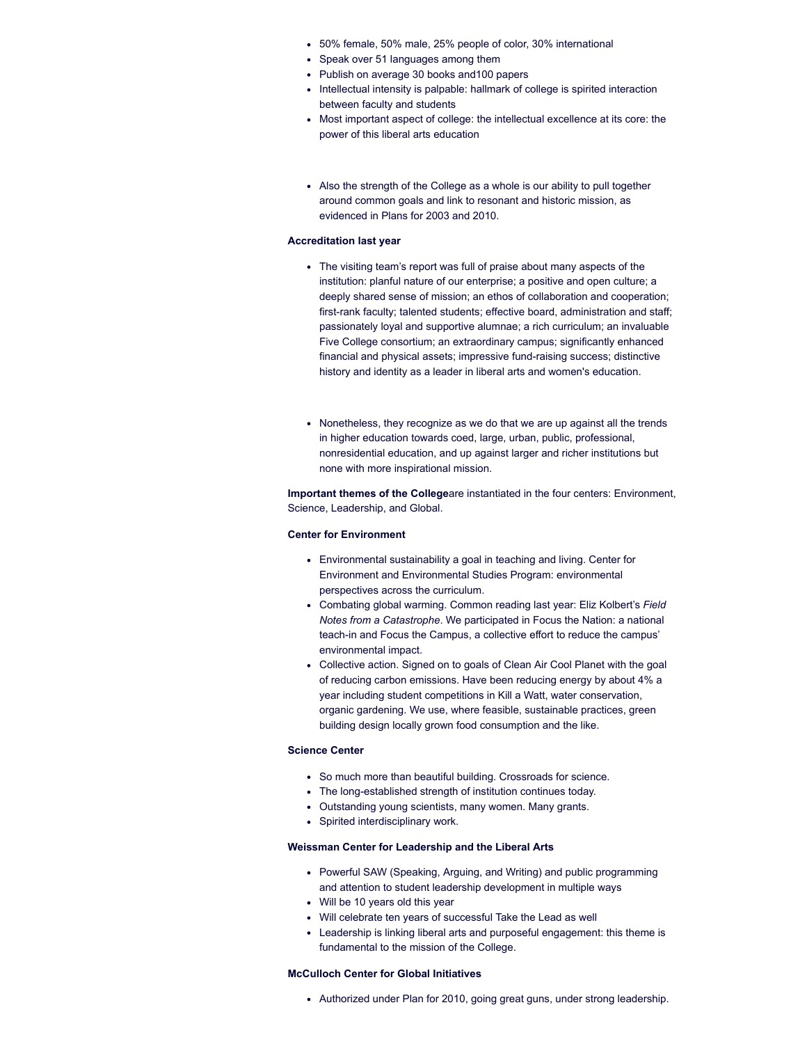- 50% female, 50% male, 25% people of color, 30% international
- Speak over 51 languages among them
- Publish on average 30 books and100 papers
- Intellectual intensity is palpable: hallmark of college is spirited interaction between faculty and students
- Most important aspect of college: the intellectual excellence at its core: the power of this liberal arts education

- Also the strength of the College as a whole is our ability to pull together around common goals and link to resonant and historic mission, as evidenced in Plans for 2003 and 2010.

**Accreditation last year**

- The visiting team's report was full of praise about many aspects of the institution: planful nature of our enterprise; a positive and open culture; a deeply shared sense of mission; an ethos of collaboration and cooperation; first-rank faculty; talented students; effective board, administration and staff; passionately loyal and supportive alumnae; a rich curriculum; an invaluable Five College consortium; an extraordinary campus; significantly enhanced financial and physical assets; impressive fund-raising success; distinctive history and identity as a leader in liberal arts and women's education.

- Nonetheless, they recognize as we do that we are up against all the trends in higher education towards coed, large, urban, public, professional, nonresidential education, and up against larger and richer institutions but none with more inspirational mission.

**Important themes of the College**are instantiated in the four centers: Environment, Science, Leadership, and Global.

**Center for Environment**

- Environmental sustainability a goal in teaching and living. Center for Environment and Environmental Studies Program: environmental perspectives across the curriculum.
- Combating global warming. Common reading last year: Eliz Kolbert's *Field Notes from a Catastrophe*. We participated in Focus the Nation: a national teach-in and Focus the Campus, a collective effort to reduce the campus' environmental impact.
- Collective action. Signed on to goals of Clean Air Cool Planet with the goal of reducing carbon emissions. Have been reducing energy by about 4% a year including student competitions in Kill a Watt, water conservation, organic gardening. We use, where feasible, sustainable practices, green building design locally grown food consumption and the like.

**Science Center**

- So much more than beautiful building. Crossroads for science.
- The long-established strength of institution continues today.
- Outstanding young scientists, many women. Many grants.
- Spirited interdisciplinary work.

**Weissman Center for Leadership and the Liberal Arts**

- Powerful SAW (Speaking, Arguing, and Writing) and public programming and attention to student leadership development in multiple ways
- Will be 10 years old this year
- Will celebrate ten years of successful Take the Lead as well
- Leadership is linking liberal arts and purposeful engagement: this theme is fundamental to the mission of the College.

**McCulloch Center for Global Initiatives**

- Authorized under Plan for 2010, going great guns, under strong leadership.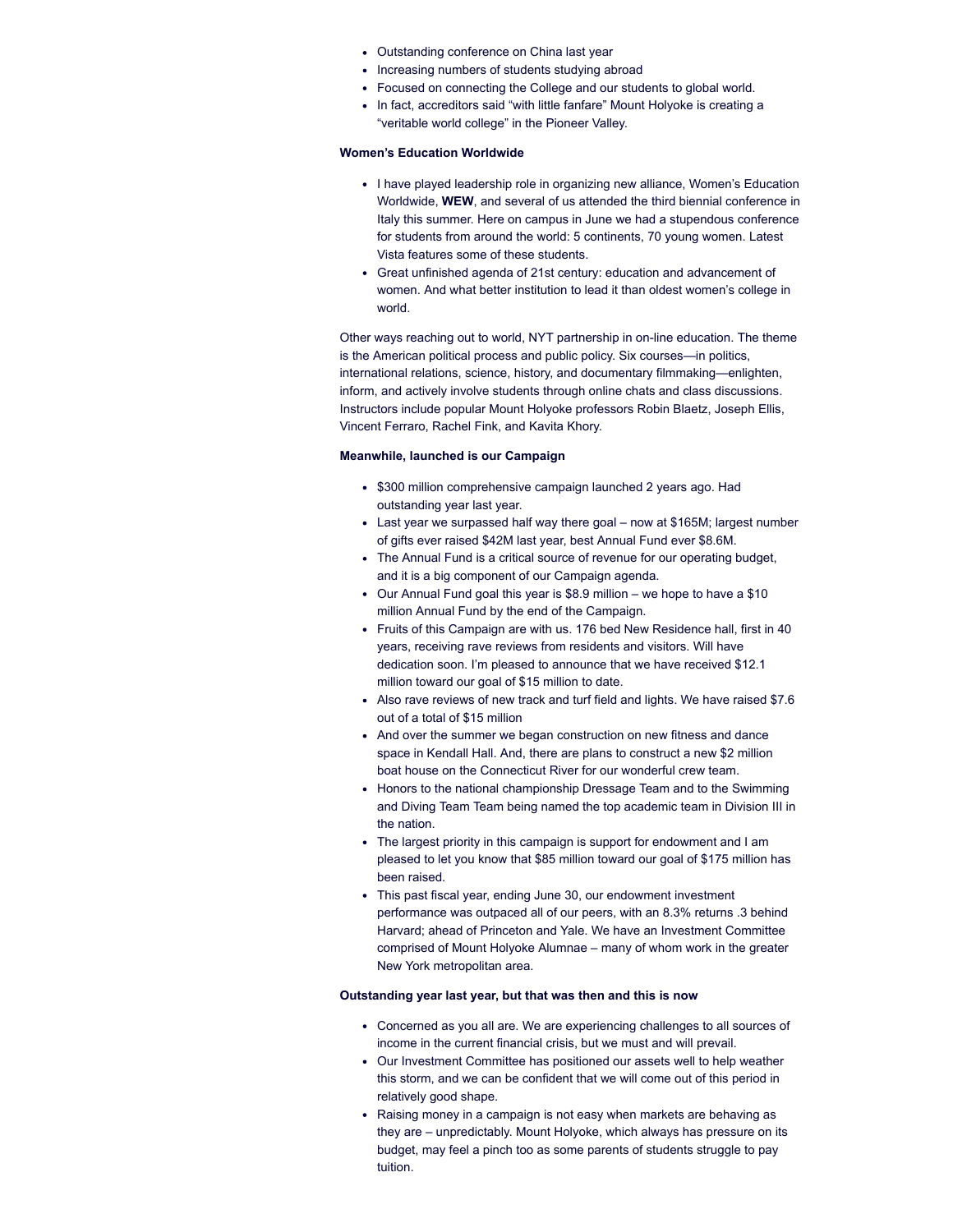- Outstanding conference on China last year
- Increasing numbers of students studying abroad
- Focused on connecting the College and our students to global world.
- In fact, accreditors said "with little fanfare" Mount Holyoke is creating a "veritable world college" in the Pioneer Valley.

**Women's Education Worldwide**

- I have played leadership role in organizing new alliance, Women's Education Worldwide, **WEW**, and several of us attended the third biennial conference in Italy this summer. Here on campus in June we had a stupendous conference for students from around the world: 5 continents, 70 young women. Latest Vista features some of these students.
- Great unfinished agenda of 21st century: education and advancement of women. And what better institution to lead it than oldest women's college in world.

Other ways reaching out to world, NYT partnership in on-line education. The theme is the American political process and public policy. Six courses—in politics, international relations, science, history, and documentary filmmaking—enlighten, inform, and actively involve students through online chats and class discussions. Instructors include popular Mount Holyoke professors Robin Blaetz, Joseph Ellis, Vincent Ferraro, Rachel Fink, and Kavita Khory.

**Meanwhile, launched is our Campaign**

- $300 million comprehensive campaign launched 2 years ago. Had outstanding year last year.
- Last year we surpassed half way there goal – now at $165M; largest number of gifts ever raised $42M last year, best Annual Fund ever $8.6M.
- The Annual Fund is a critical source of revenue for our operating budget, and it is a big component of our Campaign agenda.
- Our Annual Fund goal this year is $8.9 million – we hope to have a $10 million Annual Fund by the end of the Campaign.
- Fruits of this Campaign are with us. 176 bed New Residence hall, first in 40 years, receiving rave reviews from residents and visitors. Will have dedication soon. I'm pleased to announce that we have received $12.1 million toward our goal of $15 million to date.
- Also rave reviews of new track and turf field and lights. We have raised $7.6 out of a total of $15 million
- And over the summer we began construction on new fitness and dance space in Kendall Hall. And, there are plans to construct a new $2 million boat house on the Connecticut River for our wonderful crew team.
- Honors to the national championship Dressage Team and to the Swimming and Diving Team Team being named the top academic team in Division III in the nation.
- The largest priority in this campaign is support for endowment and I am pleased to let you know that $85 million toward our goal of $175 million has been raised.
- This past fiscal year, ending June 30, our endowment investment performance was outpaced all of our peers, with an 8.3% returns .3 behind Harvard; ahead of Princeton and Yale. We have an Investment Committee comprised of Mount Holyoke Alumnae – many of whom work in the greater New York metropolitan area.

**Outstanding year last year, but that was then and this is now**

- Concerned as you all are. We are experiencing challenges to all sources of income in the current financial crisis, but we must and will prevail.
- Our Investment Committee has positioned our assets well to help weather this storm, and we can be confident that we will come out of this period in relatively good shape.
- Raising money in a campaign is not easy when markets are behaving as they are – unpredictably. Mount Holyoke, which always has pressure on its budget, may feel a pinch too as some parents of students struggle to pay tuition.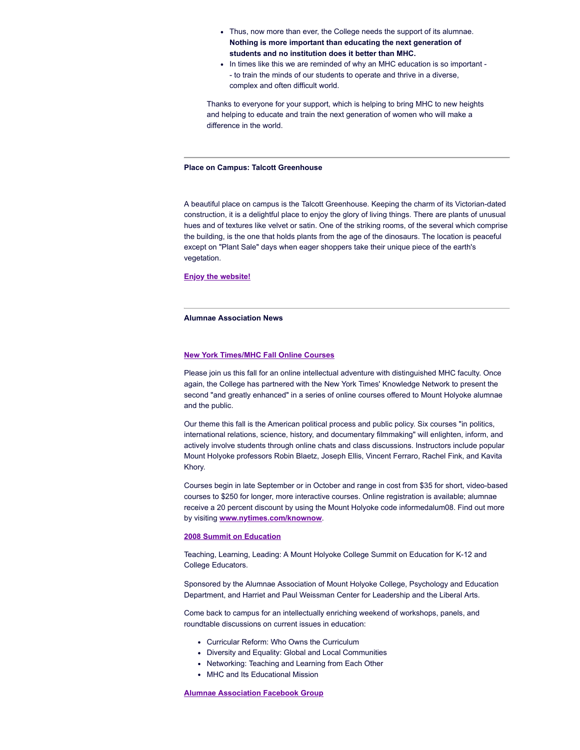- Thus, now more than ever, the College needs the support of its alumnae. **Nothing is more important than educating the next generation of students and no institution does it better than MHC.**
- In times like this we are reminded of why an MHC education is so important -- to train the minds of our students to operate and thrive in a diverse, complex and often difficult world.

Thanks to everyone for your support, which is helping to bring MHC to new heights and helping to educate and train the next generation of women who will make a difference in the world.

---

**Place on Campus: Talcott Greenhouse**

A beautiful place on campus is the Talcott Greenhouse. Keeping the charm of its Victorian-dated construction, it is a delightful place to enjoy the glory of living things. There are plants of unusual hues and of textures like velvet or satin. One of the striking rooms, of the several which comprise the building, is the one that holds plants from the age of the dinosaurs. The location is peaceful except on "Plant Sale" days when eager shoppers take their unique piece of the earth's vegetation.

**Enjoy the website!**

---

**Alumnae Association News**

**New York Times/MHC Fall Online Courses**

Please join us this fall for an online intellectual adventure with distinguished MHC faculty. Once again, the College has partnered with the New York Times' Knowledge Network to present the second "and greatly enhanced" in a series of online courses offered to Mount Holyoke alumnae and the public.

Our theme this fall is the American political process and public policy. Six courses "in politics, international relations, science, history, and documentary filmmaking" will enlighten, inform, and actively involve students through online chats and class discussions. Instructors include popular Mount Holyoke professors Robin Blaetz, Joseph Ellis, Vincent Ferraro, Rachel Fink, and Kavita Khory.

Courses begin in late September or in October and range in cost from $35 for short, video-based courses to $250 for longer, more interactive courses. Online registration is available; alumnae receive a 20 percent discount by using the Mount Holyoke code informedalum08. Find out more by visiting **www.nytimes.com/knownow**.

**2008 Summit on Education**

Teaching, Learning, Leading: A Mount Holyoke College Summit on Education for K-12 and College Educators.

Sponsored by the Alumnae Association of Mount Holyoke College, Psychology and Education Department, and Harriet and Paul Weissman Center for Leadership and the Liberal Arts.

Come back to campus for an intellectually enriching weekend of workshops, panels, and roundtable discussions on current issues in education:

- Curricular Reform: Who Owns the Curriculum
- Diversity and Equality: Global and Local Communities
- Networking: Teaching and Learning from Each Other
- MHC and Its Educational Mission

**Alumnae Association Facebook Group**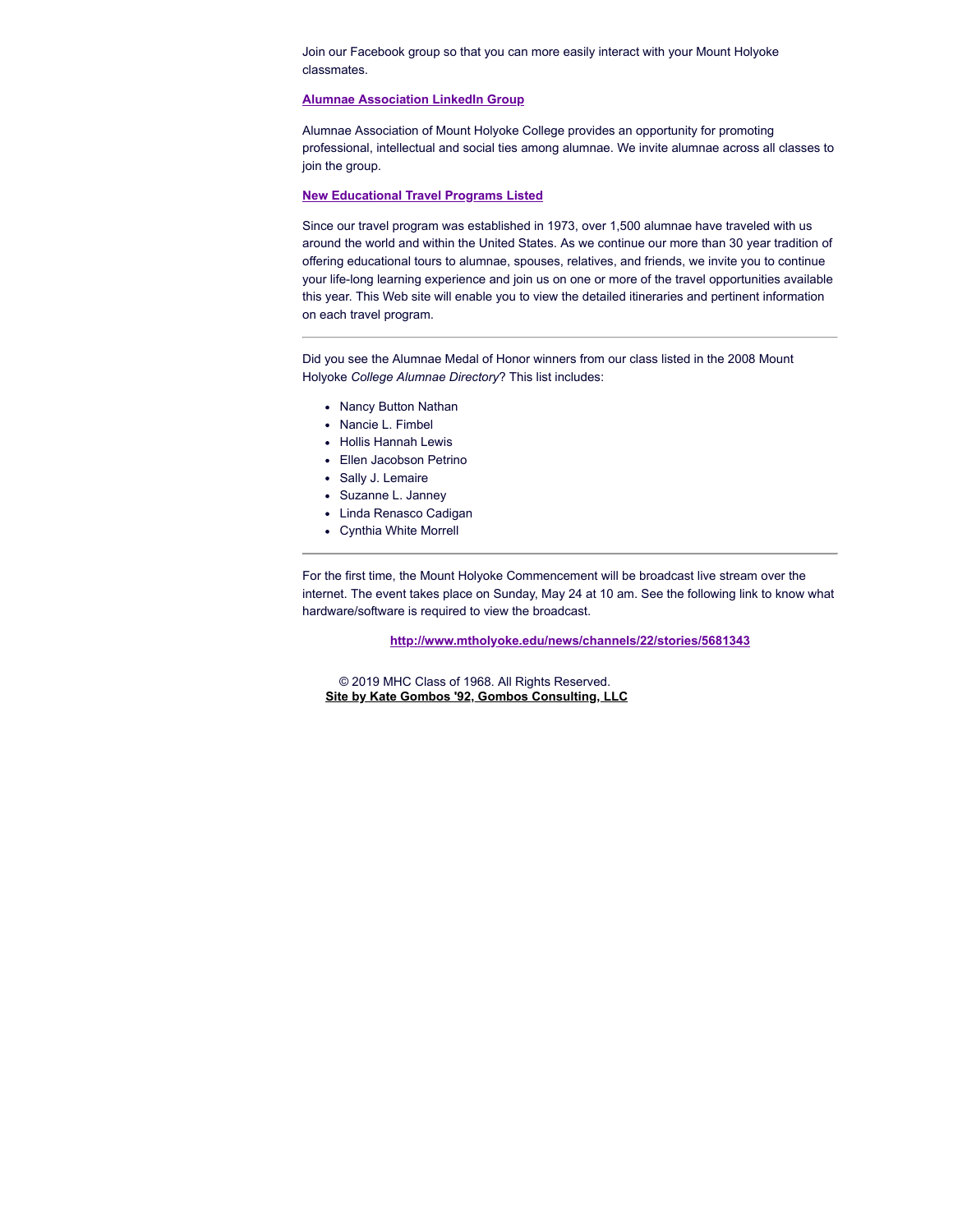Join our Facebook group so that you can more easily interact with your Mount Holyoke classmates.

**Alumnae Association LinkedIn Group**

Alumnae Association of Mount Holyoke College provides an opportunity for promoting professional, intellectual and social ties among alumnae. We invite alumnae across all classes to join the group.

**New Educational Travel Programs Listed**

Since our travel program was established in 1973, over 1,500 alumnae have traveled with us around the world and within the United States. As we continue our more than 30 year tradition of offering educational tours to alumnae, spouses, relatives, and friends, we invite you to continue your life-long learning experience and join us on one or more of the travel opportunities available this year. This Web site will enable you to view the detailed itineraries and pertinent information on each travel program.

---

Did you see the Alumnae Medal of Honor winners from our class listed in the 2008 Mount Holyoke *College Alumnae Directory*? This list includes:

- Nancy Button Nathan
- Nancie L. Fimbel
- Hollis Hannah Lewis
- Ellen Jacobson Petrino
- Sally J. Lemaire
- Suzanne L. Janney
- Linda Renasco Cadigan
- Cynthia White Morrell

---

For the first time, the Mount Holyoke Commencement will be broadcast live stream over the internet. The event takes place on Sunday, May 24 at 10 am. See the following link to know what hardware/software is required to view the broadcast.

**http://www.mtholyoke.edu/news/channels/22/stories/5681343**

© 2019 MHC Class of 1968. All Rights Reserved.
**Site by Kate Gombos '92, Gombos Consulting, LLC**